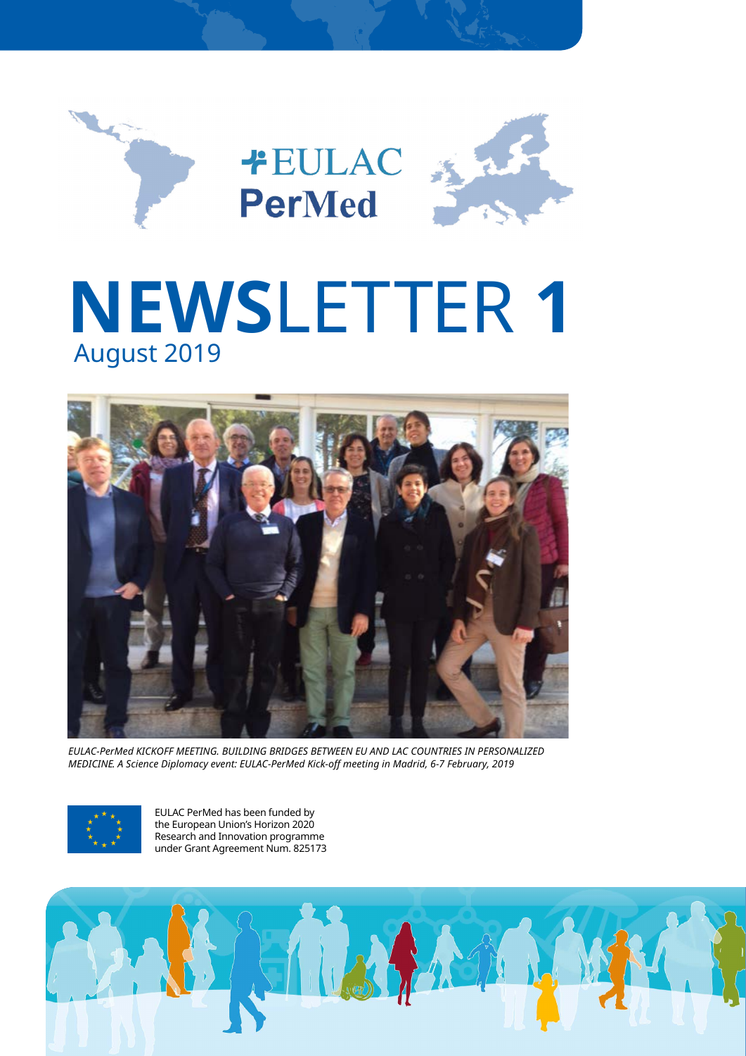EULAC PerMed

# NEWSLETTER 1

August 2019

*EULAC-PerMed KICKOFF MEETING. BUILDING BRIDGES BETWEEN EU AND LAC COUNTRIES IN PERSONALIZED MEDICINE. A Science Diplomacy event: EULAC-PerMed Kick-off meeting in Madrid, 6-7 February, 2019*

EULAC PerMed has been funded by the European Union's Horizon 2020 Research and Innovation programme under Grant Agreement Num. 825173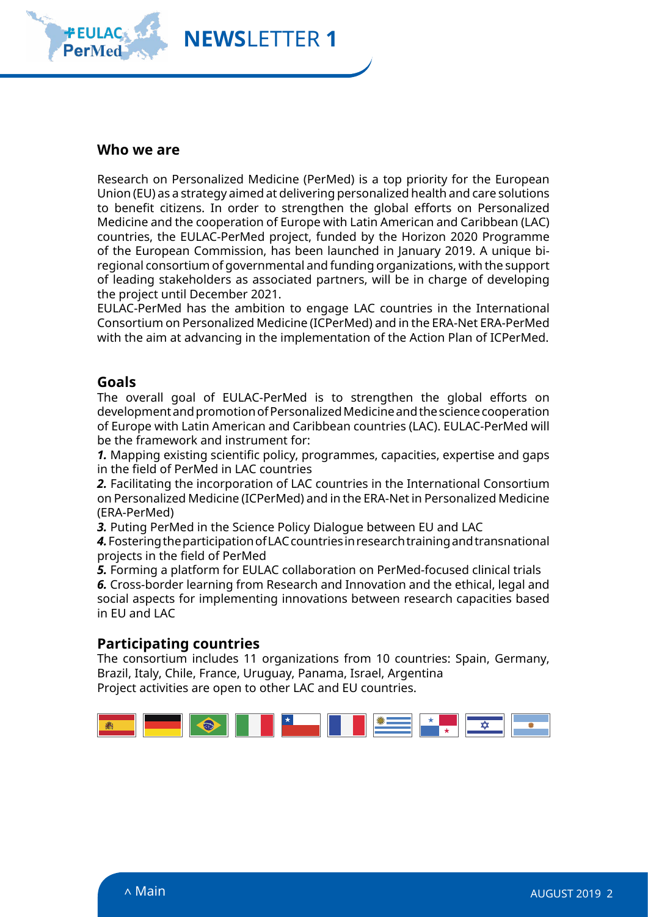## Who we are

Research on Personalized Medicine (PerMed) is a top priority for the European Union (EU) as a strategy aimed at delivering personalized health and care solutions to benefit citizens. In order to strengthen the global efforts on Personalized Medicine and the cooperation of Europe with Latin American and Caribbean (LAC) countries, the EULAC-PerMed project, funded by the Horizon 2020 Programme of the European Commission, has been launched in January 2019. A unique bi-regional consortium of governmental and funding organizations, with the support of leading stakeholders as associated partners, will be in charge of developing the project until December 2021.

EULAC-PerMed has the ambition to engage LAC countries in the International Consortium on Personalized Medicine (ICPerMed) and in the ERA-Net ERA-PerMed with the aim at advancing in the implementation of the Action Plan of ICPerMed.

## Goals

The overall goal of EULAC-PerMed is to strengthen the global efforts on development and promotion of Personalized Medicine and the science cooperation of Europe with Latin American and Caribbean countries (LAC). EULAC-PerMed will be the framework and instrument for:

***1.*** Mapping existing scientific policy, programmes, capacities, expertise and gaps in the field of PerMed in LAC countries

***2.*** Facilitating the incorporation of LAC countries in the International Consortium on Personalized Medicine (ICPerMed) and in the ERA-Net in Personalized Medicine (ERA-PerMed)

***3.*** Puting PerMed in the Science Policy Dialogue between EU and LAC

***4.*** Fostering the participation of LAC countries in research training and transnational projects in the field of PerMed

***5.*** Forming a platform for EULAC collaboration on PerMed-focused clinical trials

***6.*** Cross-border learning from Research and Innovation and the ethical, legal and social aspects for implementing innovations between research capacities based in EU and LAC

## Participating countries

The consortium includes 11 organizations from 10 countries: Spain, Germany, Brazil, Italy, Chile, France, Uruguay, Panama, Israel, Argentina

Project activities are open to other LAC and EU countries.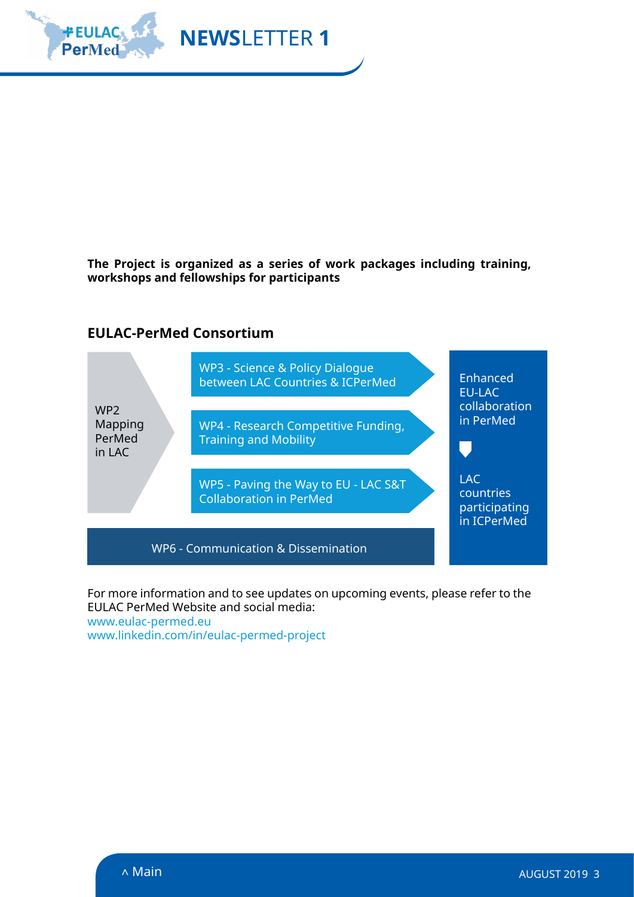**The Project is organized as a series of work packages including training, workshops and fellowships for participants**

## EULAC-PerMed Consortium

WP2 Mapping PerMed in LAC

WP3 - Science & Policy Dialogue between LAC Countries & ICPerMed

WP4 - Research Competitive Funding, Training and Mobility

WP5 - Paving the Way to EU - LAC S&T Collaboration in PerMed

WP6 - Communication & Dissemination

Enhanced EU-LAC collaboration in PerMed

LAC countries participating in ICPerMed

For more information and to see updates on upcoming events, please refer to the EULAC PerMed Website and social media:
www.eulac-permed.eu
www.linkedin.com/in/eulac-permed-project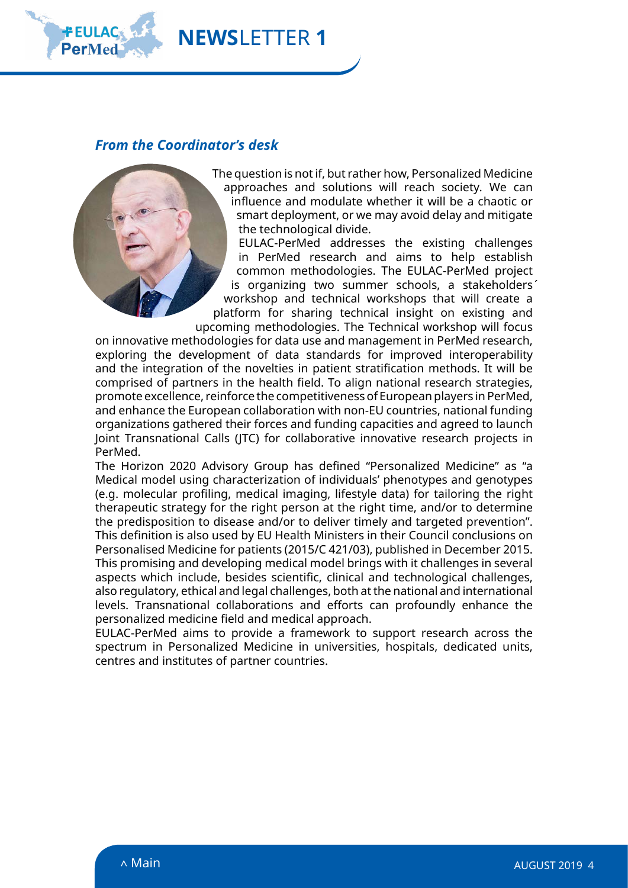### *From the Coordinator's desk*

The question is not if, but rather how, Personalized Medicine approaches and solutions will reach society. We can influence and modulate whether it will be a chaotic or smart deployment, or we may avoid delay and mitigate the technological divide.

EULAC-PerMed addresses the existing challenges in PerMed research and aims to help establish common methodologies. The EULAC-PerMed project is organizing two summer schools, a stakeholders´ workshop and technical workshops that will create a platform for sharing technical insight on existing and upcoming methodologies. The Technical workshop will focus on innovative methodologies for data use and management in PerMed research, exploring the development of data standards for improved interoperability and the integration of the novelties in patient stratification methods. It will be comprised of partners in the health field. To align national research strategies, promote excellence, reinforce the competitiveness of European players in PerMed, and enhance the European collaboration with non-EU countries, national funding organizations gathered their forces and funding capacities and agreed to launch Joint Transnational Calls (JTC) for collaborative innovative research projects in PerMed.

The Horizon 2020 Advisory Group has defined "Personalized Medicine" as "a Medical model using characterization of individuals' phenotypes and genotypes (e.g. molecular profiling, medical imaging, lifestyle data) for tailoring the right therapeutic strategy for the right person at the right time, and/or to determine the predisposition to disease and/or to deliver timely and targeted prevention". This definition is also used by EU Health Ministers in their Council conclusions on Personalised Medicine for patients (2015/C 421/03), published in December 2015. This promising and developing medical model brings with it challenges in several aspects which include, besides scientific, clinical and technological challenges, also regulatory, ethical and legal challenges, both at the national and international levels. Transnational collaborations and efforts can profoundly enhance the personalized medicine field and medical approach.

EULAC-PerMed aims to provide a framework to support research across the spectrum in Personalized Medicine in universities, hospitals, dedicated units, centres and institutes of partner countries.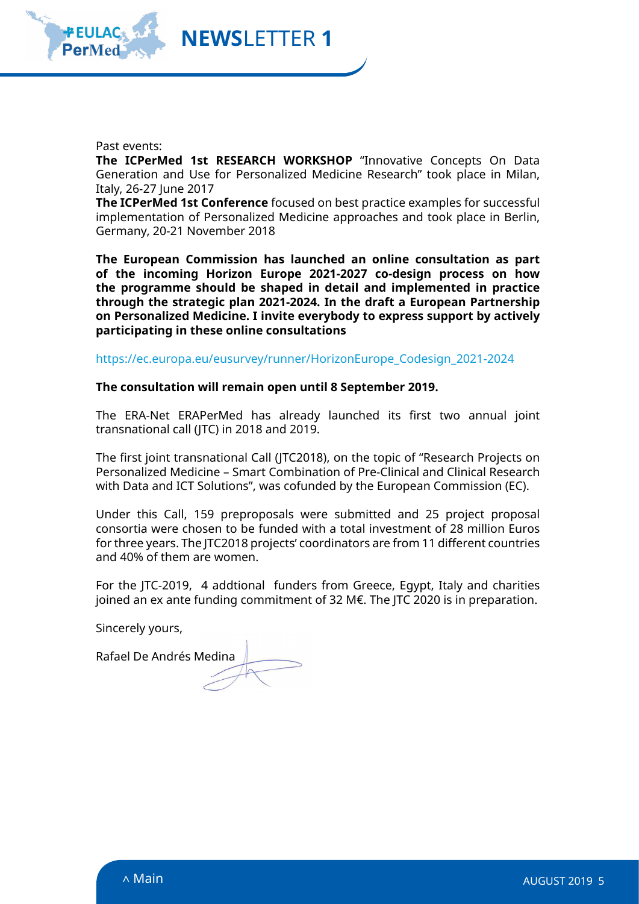Past events:
**The ICPerMed 1st RESEARCH WORKSHOP** “Innovative Concepts On Data Generation and Use for Personalized Medicine Research” took place in Milan, Italy, 26-27 June 2017
**The ICPerMed 1st Conference** focused on best practice examples for successful implementation of Personalized Medicine approaches and took place in Berlin, Germany, 20-21 November 2018

**The European Commission has launched an online consultation as part of the incoming Horizon Europe 2021-2027 co-design process on how the programme should be shaped in detail and implemented in practice through the strategic plan 2021-2024. In the draft a European Partnership on Personalized Medicine. I invite everybody to express support by actively participating in these online consultations**

https://ec.europa.eu/eusurvey/runner/HorizonEurope_Codesign_2021-2024

**The consultation will remain open until 8 September 2019.**

The ERA-Net ERAPerMed has already launched its first two annual joint transnational call (JTC) in 2018 and 2019.

The first joint transnational Call (JTC2018), on the topic of “Research Projects on Personalized Medicine – Smart Combination of Pre-Clinical and Clinical Research with Data and ICT Solutions”, was cofunded by the European Commission (EC).

Under this Call, 159 preproposals were submitted and 25 project proposal consortia were chosen to be funded with a total investment of 28 million Euros for three years. The JTC2018 projects’ coordinators are from 11 different countries and 40% of them are women.

For the JTC-2019, 4 addtional funders from Greece, Egypt, Italy and charities joined an ex ante funding commitment of 32 M€. The JTC 2020 is in preparation.

Sincerely yours,

Rafael De Andrés Medina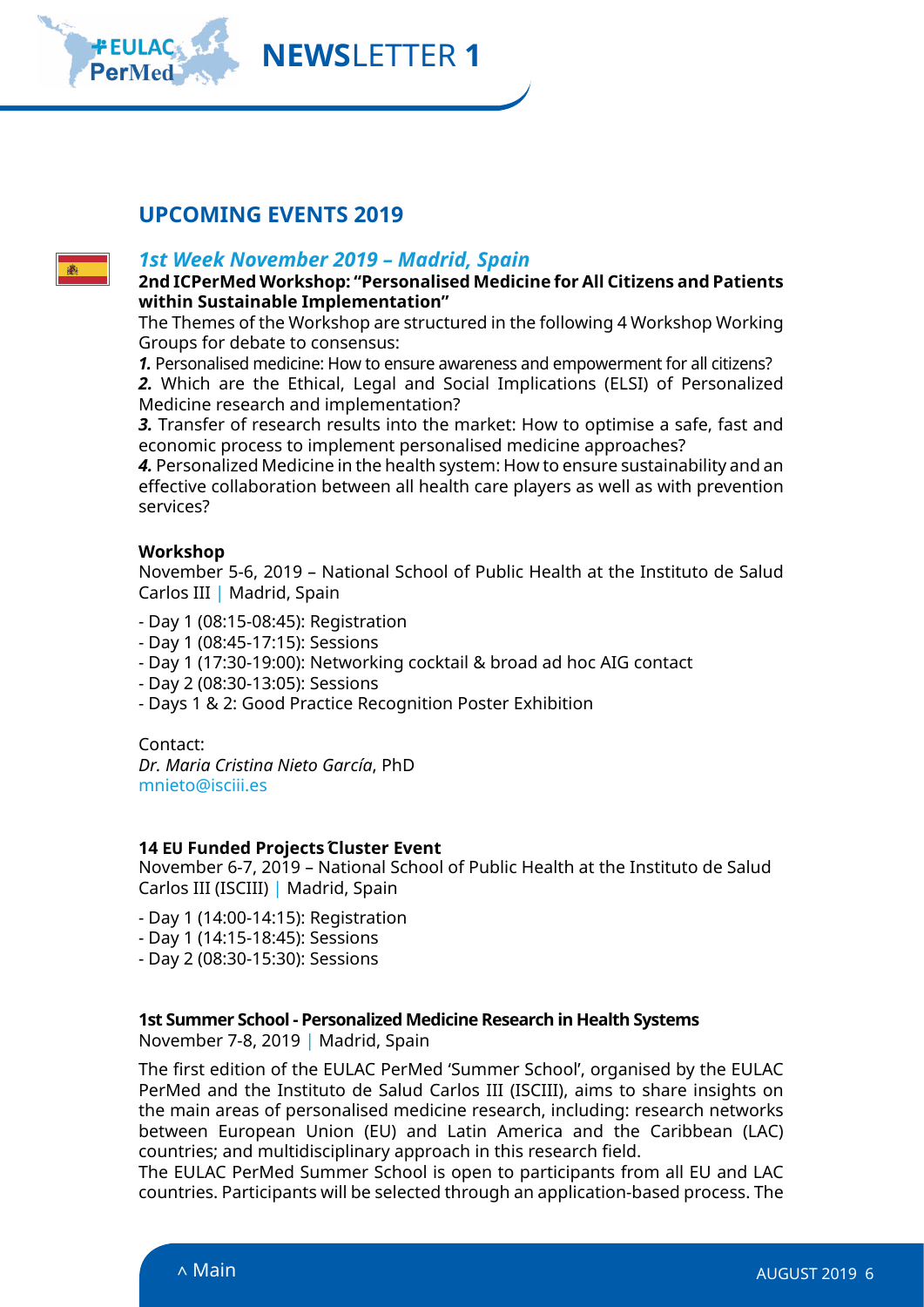## UPCOMING EVENTS 2019

### *1st Week November 2019 – Madrid, Spain*

**2nd ICPerMed Workshop: "Personalised Medicine for All Citizens and Patients within Sustainable Implementation"**

The Themes of the Workshop are structured in the following 4 Workshop Working Groups for debate to consensus:

***1.*** Personalised medicine: How to ensure awareness and empowerment for all citizens?
***2.*** Which are the Ethical, Legal and Social Implications (ELSI) of Personalized Medicine research and implementation?
***3.*** Transfer of research results into the market: How to optimise a safe, fast and economic process to implement personalised medicine approaches?
***4.*** Personalized Medicine in the health system: How to ensure sustainability and an effective collaboration between all health care players as well as with prevention services?

**Workshop**

November 5-6, 2019 – National School of Public Health at the Instituto de Salud Carlos III | Madrid, Spain

- Day 1 (08:15-08:45): Registration
- Day 1 (08:45-17:15): Sessions
- Day 1 (17:30-19:00): Networking cocktail & broad ad hoc AIG contact
- Day 2 (08:30-13:05): Sessions
- Days 1 & 2: Good Practice Recognition Poster Exhibition

Contact:
*Dr. Maria Cristina Nieto García*, PhD
mnieto@isciii.es

**14 EU Funded Projects Cluster Event**

November 6-7, 2019 – National School of Public Health at the Instituto de Salud Carlos III (ISCIII) | Madrid, Spain

- Day 1 (14:00-14:15): Registration
- Day 1 (14:15-18:45): Sessions
- Day 2 (08:30-15:30): Sessions

**1st Summer School - Personalized Medicine Research in Health Systems**

November 7-8, 2019 | Madrid, Spain

The first edition of the EULAC PerMed 'Summer School', organised by the EULAC PerMed and the Instituto de Salud Carlos III (ISCIII), aims to share insights on the main areas of personalised medicine research, including: research networks between European Union (EU) and Latin America and the Caribbean (LAC) countries; and multidisciplinary approach in this research field.

The EULAC PerMed Summer School is open to participants from all EU and LAC countries. Participants will be selected through an application-based process. The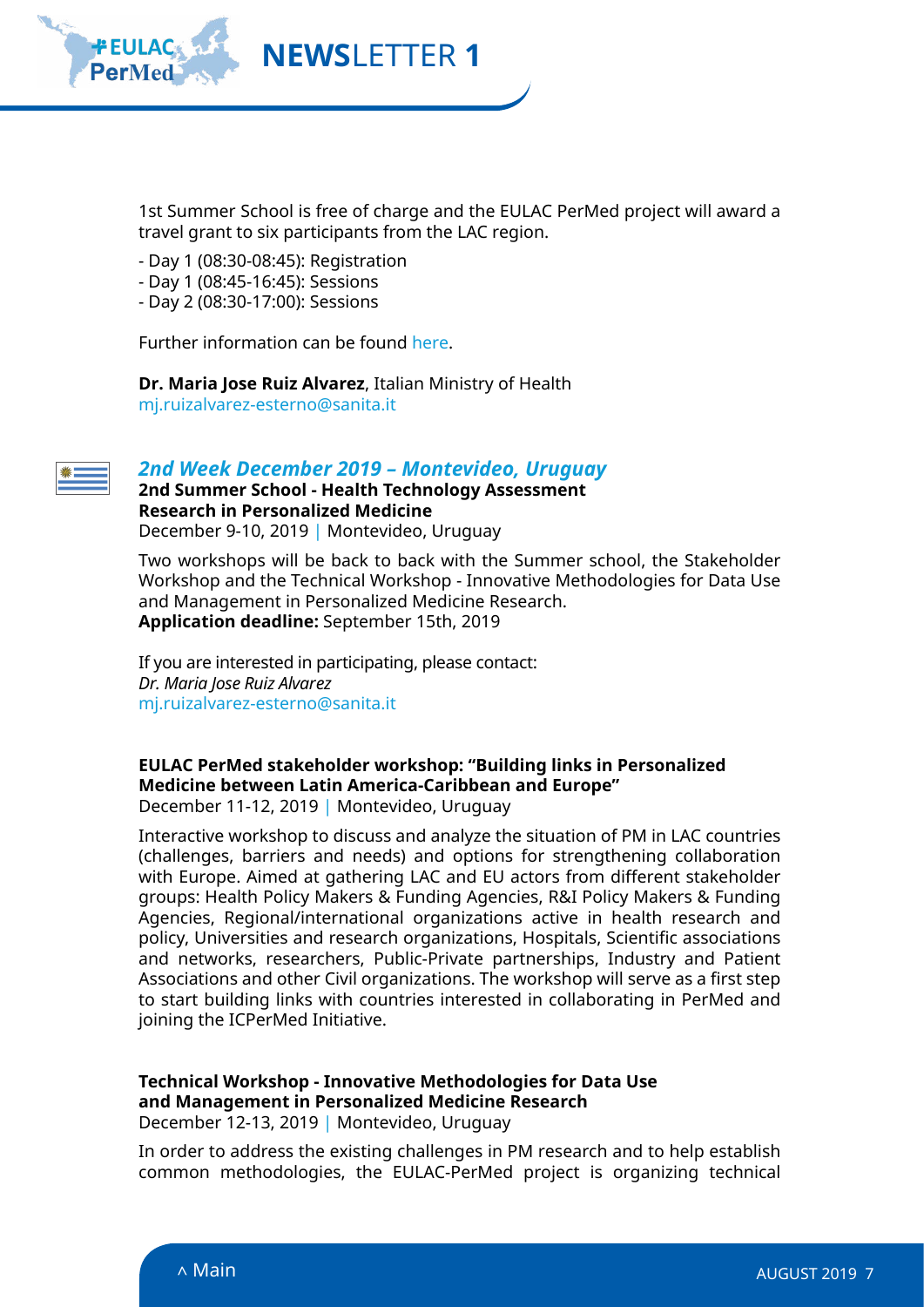1st Summer School is free of charge and the EULAC PerMed project will award a travel grant to six participants from the LAC region.

- Day 1 (08:30-08:45): Registration
- Day 1 (08:45-16:45): Sessions
- Day 2 (08:30-17:00): Sessions

Further information can be found here.

**Dr. Maria Jose Ruiz Alvarez**, Italian Ministry of Health
mj.ruizalvarez-esterno@sanita.it

### *2nd Week December 2019 – Montevideo, Uruguay*

**2nd Summer School - Health Technology Assessment Research in Personalized Medicine**
December 9-10, 2019 | Montevideo, Uruguay

Two workshops will be back to back with the Summer school, the Stakeholder Workshop and the Technical Workshop - Innovative Methodologies for Data Use and Management in Personalized Medicine Research.
**Application deadline:** September 15th, 2019

If you are interested in participating, please contact:
*Dr. Maria Jose Ruiz Alvarez*
mj.ruizalvarez-esterno@sanita.it

**EULAC PerMed stakeholder workshop: "Building links in Personalized Medicine between Latin America-Caribbean and Europe"**
December 11-12, 2019 | Montevideo, Uruguay

Interactive workshop to discuss and analyze the situation of PM in LAC countries (challenges, barriers and needs) and options for strengthening collaboration with Europe. Aimed at gathering LAC and EU actors from different stakeholder groups: Health Policy Makers & Funding Agencies, R&I Policy Makers & Funding Agencies, Regional/international organizations active in health research and policy, Universities and research organizations, Hospitals, Scientific associations and networks, researchers, Public-Private partnerships, Industry and Patient Associations and other Civil organizations. The workshop will serve as a first step to start building links with countries interested in collaborating in PerMed and joining the ICPerMed Initiative.

**Technical Workshop - Innovative Methodologies for Data Use and Management in Personalized Medicine Research**
December 12-13, 2019 | Montevideo, Uruguay

In order to address the existing challenges in PM research and to help establish common methodologies, the EULAC-PerMed project is organizing technical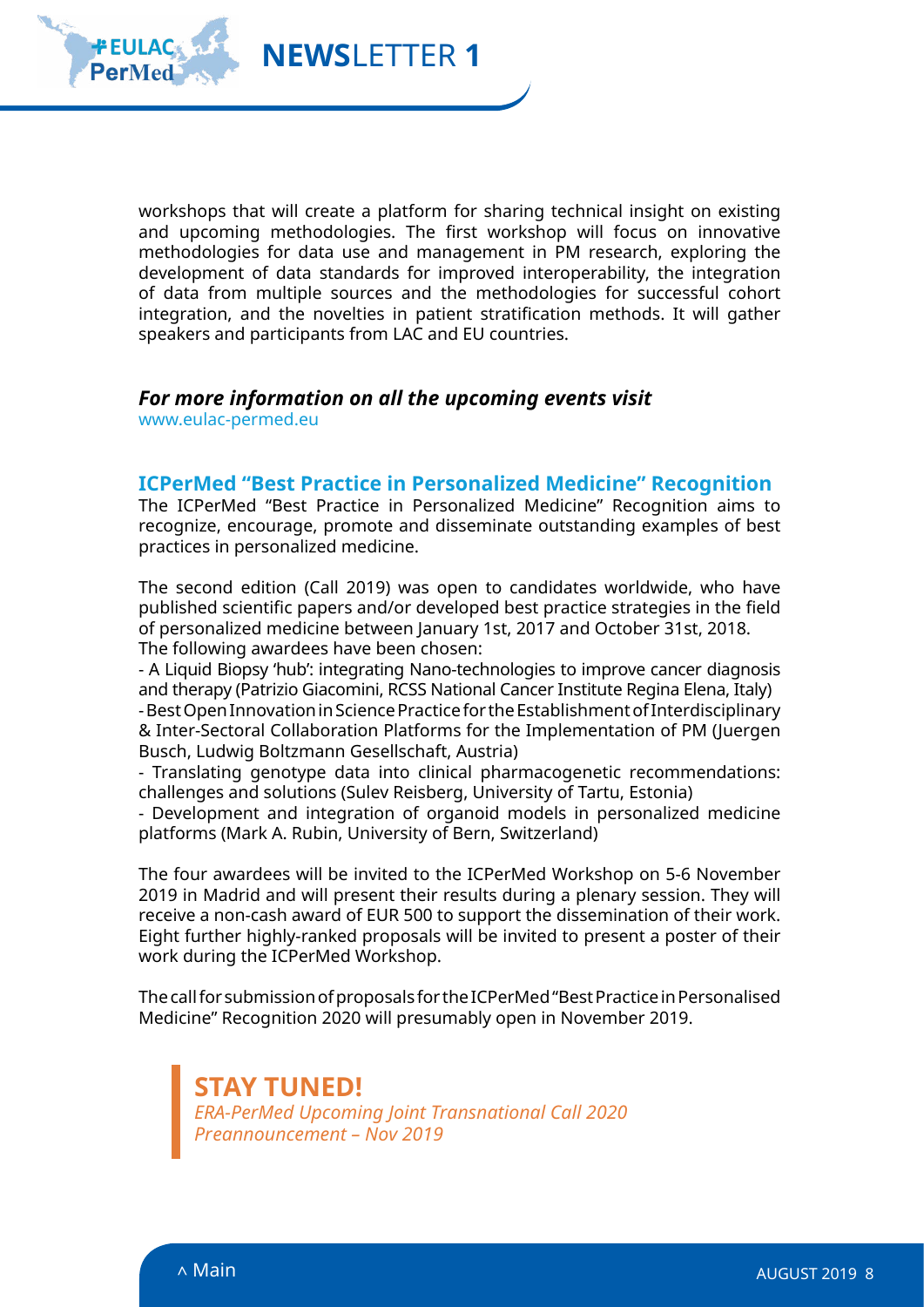workshops that will create a platform for sharing technical insight on existing and upcoming methodologies. The first workshop will focus on innovative methodologies for data use and management in PM research, exploring the development of data standards for improved interoperability, the integration of data from multiple sources and the methodologies for successful cohort integration, and the novelties in patient stratification methods. It will gather speakers and participants from LAC and EU countries.

***For more information on all the upcoming events visit***
www.eulac-permed.eu

## ICPerMed "Best Practice in Personalized Medicine" Recognition

The ICPerMed "Best Practice in Personalized Medicine" Recognition aims to recognize, encourage, promote and disseminate outstanding examples of best practices in personalized medicine.

The second edition (Call 2019) was open to candidates worldwide, who have published scientific papers and/or developed best practice strategies in the field of personalized medicine between January 1st, 2017 and October 31st, 2018.
The following awardees have been chosen:
- A Liquid Biopsy 'hub': integrating Nano-technologies to improve cancer diagnosis and therapy (Patrizio Giacomini, RCSS National Cancer Institute Regina Elena, Italy)
- Best Open Innovation in Science Practice for the Establishment of Interdisciplinary & Inter-Sectoral Collaboration Platforms for the Implementation of PM (Juergen Busch, Ludwig Boltzmann Gesellschaft, Austria)
- Translating genotype data into clinical pharmacogenetic recommendations: challenges and solutions (Sulev Reisberg, University of Tartu, Estonia)
- Development and integration of organoid models in personalized medicine platforms (Mark A. Rubin, University of Bern, Switzerland)

The four awardees will be invited to the ICPerMed Workshop on 5-6 November 2019 in Madrid and will present their results during a plenary session. They will receive a non-cash award of EUR 500 to support the dissemination of their work. Eight further highly-ranked proposals will be invited to present a poster of their work during the ICPerMed Workshop.

The call for submission of proposals for the ICPerMed "Best Practice in Personalised Medicine" Recognition 2020 will presumably open in November 2019.

**STAY TUNED!**
*ERA-PerMed Upcoming Joint Transnational Call 2020*
*Preannouncement – Nov 2019*